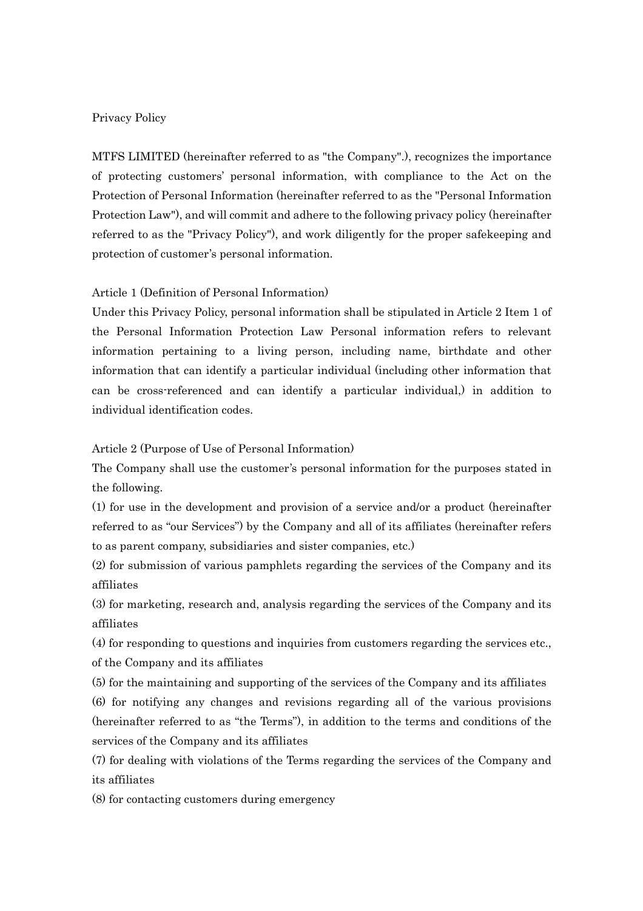# Privacy Policy

MTFS LIMITED (hereinafter referred to as "the Company".), recognizes the importance of protecting customers' personal information, with compliance to the Act on the Protection of Personal Information (hereinafter referred to as the "Personal Information Protection Law"), and will commit and adhere to the following privacy policy (hereinafter referred to as the "Privacy Policy"), and work diligently for the proper safekeeping and protection of customer's personal information.

## Article 1 (Definition of Personal Information)

Under this Privacy Policy, personal information shall be stipulated in Article 2 Item 1 of the Personal Information Protection Law Personal information refers to relevant information pertaining to a living person, including name, birthdate and other information that can identify a particular individual (including other information that can be cross-referenced and can identify a particular individual,) in addition to individual identification codes.

## Article 2 (Purpose of Use of Personal Information)

The Company shall use the customer's personal information for the purposes stated in the following.

(1) for use in the development and provision of a service and/or a product (hereinafter referred to as "our Services") by the Company and all of its affiliates (hereinafter refers to as parent company, subsidiaries and sister companies, etc.)

(2) for submission of various pamphlets regarding the services of the Company and its affiliates

(3) for marketing, research and, analysis regarding the services of the Company and its affiliates

(4) for responding to questions and inquiries from customers regarding the services etc., of the Company and its affiliates

(5) for the maintaining and supporting of the services of the Company and its affiliates

(6) for notifying any changes and revisions regarding all of the various provisions (hereinafter referred to as "the Terms"), in addition to the terms and conditions of the services of the Company and its affiliates

(7) for dealing with violations of the Terms regarding the services of the Company and its affiliates

(8) for contacting customers during emergency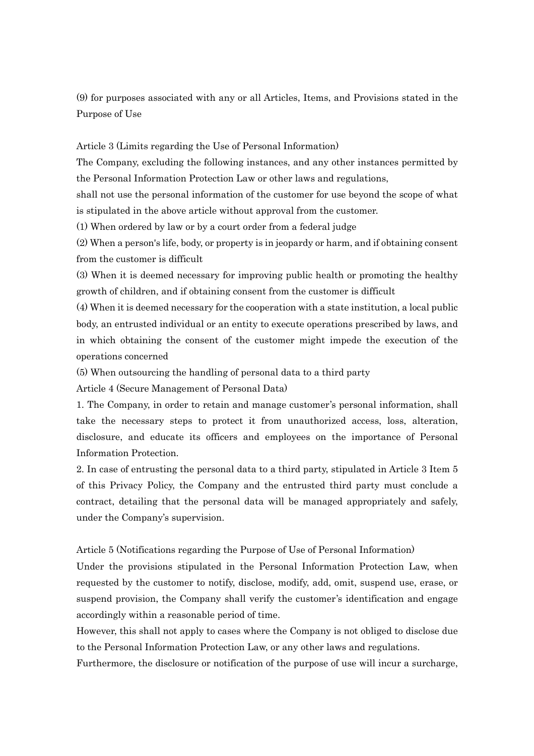(9) for purposes associated with any or all Articles, Items, and Provisions stated in the Purpose of Use

Article 3 (Limits regarding the Use of Personal Information)

The Company, excluding the following instances, and any other instances permitted by the Personal Information Protection Law or other laws and regulations,

shall not use the personal information of the customer for use beyond the scope of what is stipulated in the above article without approval from the customer.

(1) When ordered by law or by a court order from a federal judge

(2) When a person's life, body, or property is in jeopardy or harm, and if obtaining consent from the customer is difficult

(3) When it is deemed necessary for improving public health or promoting the healthy growth of children, and if obtaining consent from the customer is difficult

(4) When it is deemed necessary for the cooperation with a state institution, a local public body, an entrusted individual or an entity to execute operations prescribed by laws, and in which obtaining the consent of the customer might impede the execution of the operations concerned

(5) When outsourcing the handling of personal data to a third party

Article 4 (Secure Management of Personal Data)

1. The Company, in order to retain and manage customer's personal information, shall take the necessary steps to protect it from unauthorized access, loss, alteration, disclosure, and educate its officers and employees on the importance of Personal Information Protection.

2. In case of entrusting the personal data to a third party, stipulated in Article 3 Item 5 of this Privacy Policy, the Company and the entrusted third party must conclude a contract, detailing that the personal data will be managed appropriately and safely, under the Company's supervision.

Article 5 (Notifications regarding the Purpose of Use of Personal Information)

Under the provisions stipulated in the Personal Information Protection Law, when requested by the customer to notify, disclose, modify, add, omit, suspend use, erase, or suspend provision, the Company shall verify the customer's identification and engage accordingly within a reasonable period of time.

However, this shall not apply to cases where the Company is not obliged to disclose due to the Personal Information Protection Law, or any other laws and regulations.

Furthermore, the disclosure or notification of the purpose of use will incur a surcharge,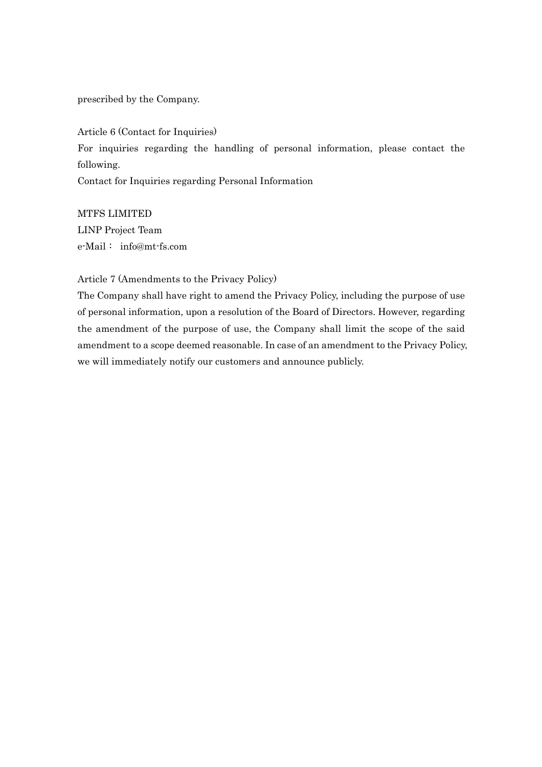prescribed by the Company.

Article 6 (Contact for Inquiries)

For inquiries regarding the handling of personal information, please contact the following.

Contact for Inquiries regarding Personal Information

MTFS LIMITED
LINP Project Team
e-Mail： info@mt-fs.com

Article 7 (Amendments to the Privacy Policy)

The Company shall have right to amend the Privacy Policy, including the purpose of use of personal information, upon a resolution of the Board of Directors. However, regarding the amendment of the purpose of use, the Company shall limit the scope of the said amendment to a scope deemed reasonable. In case of an amendment to the Privacy Policy, we will immediately notify our customers and announce publicly.